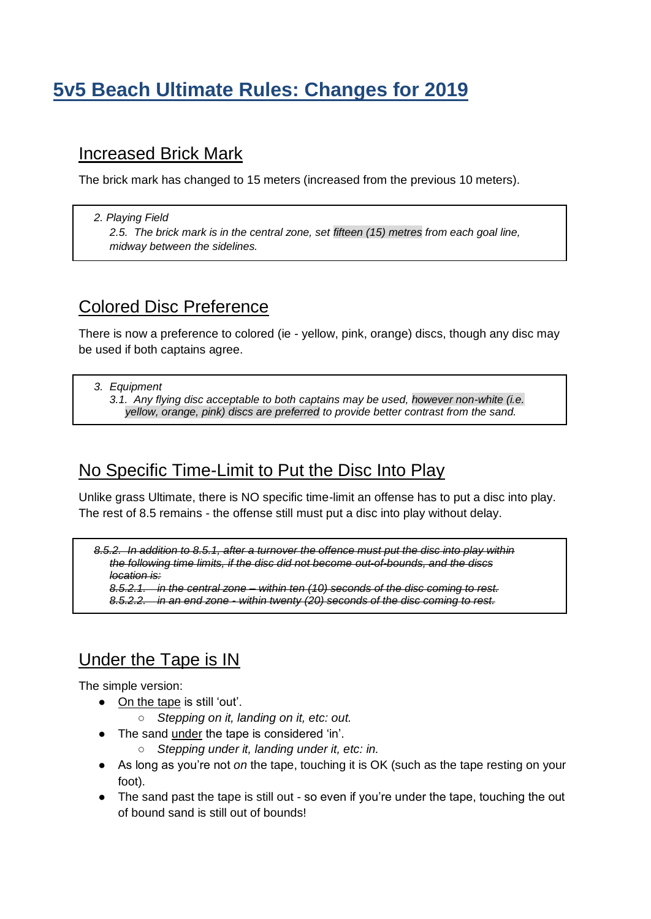# 5v5 Beach Ultimate Rules: Changes for 2019

## Increased Brick Mark

The brick mark has changed to 15 meters (increased from the previous 10 meters).

> *2. Playing Field*
>
> *2.5. The brick mark is in the central zone, set fifteen (15) metres from each goal line, midway between the sidelines.*

## Colored Disc Preference

There is now a preference to colored (ie - yellow, pink, orange) discs, though any disc may be used if both captains agree.

> *3. Equipment*
>
> *3.1. Any flying disc acceptable to both captains may be used, however non-white (i.e. yellow, orange, pink) discs are preferred to provide better contrast from the sand.*

## No Specific Time-Limit to Put the Disc Into Play

Unlike grass Ultimate, there is NO specific time-limit an offense has to put a disc into play. The rest of 8.5 remains - the offense still must put a disc into play without delay.

> ~~*8.5.2. In addition to 8.5.1, after a turnover the offence must put the disc into play within the following time limits, if the disc did not become out-of-bounds, and the discs location is:*~~
>
> ~~*8.5.2.1. in the central zone – within ten (10) seconds of the disc coming to rest.*~~
>
> ~~*8.5.2.2. in an end zone - within twenty (20) seconds of the disc coming to rest.*~~

## Under the Tape is IN

The simple version:

- On the tape is still 'out'.
  - *Stepping on it, landing on it, etc: out.*
- The sand under the tape is considered 'in'.
  - *Stepping under it, landing under it, etc: in.*
- As long as you're not *on* the tape, touching it is OK (such as the tape resting on your foot).
- The sand past the tape is still out - so even if you're under the tape, touching the out of bound sand is still out of bounds!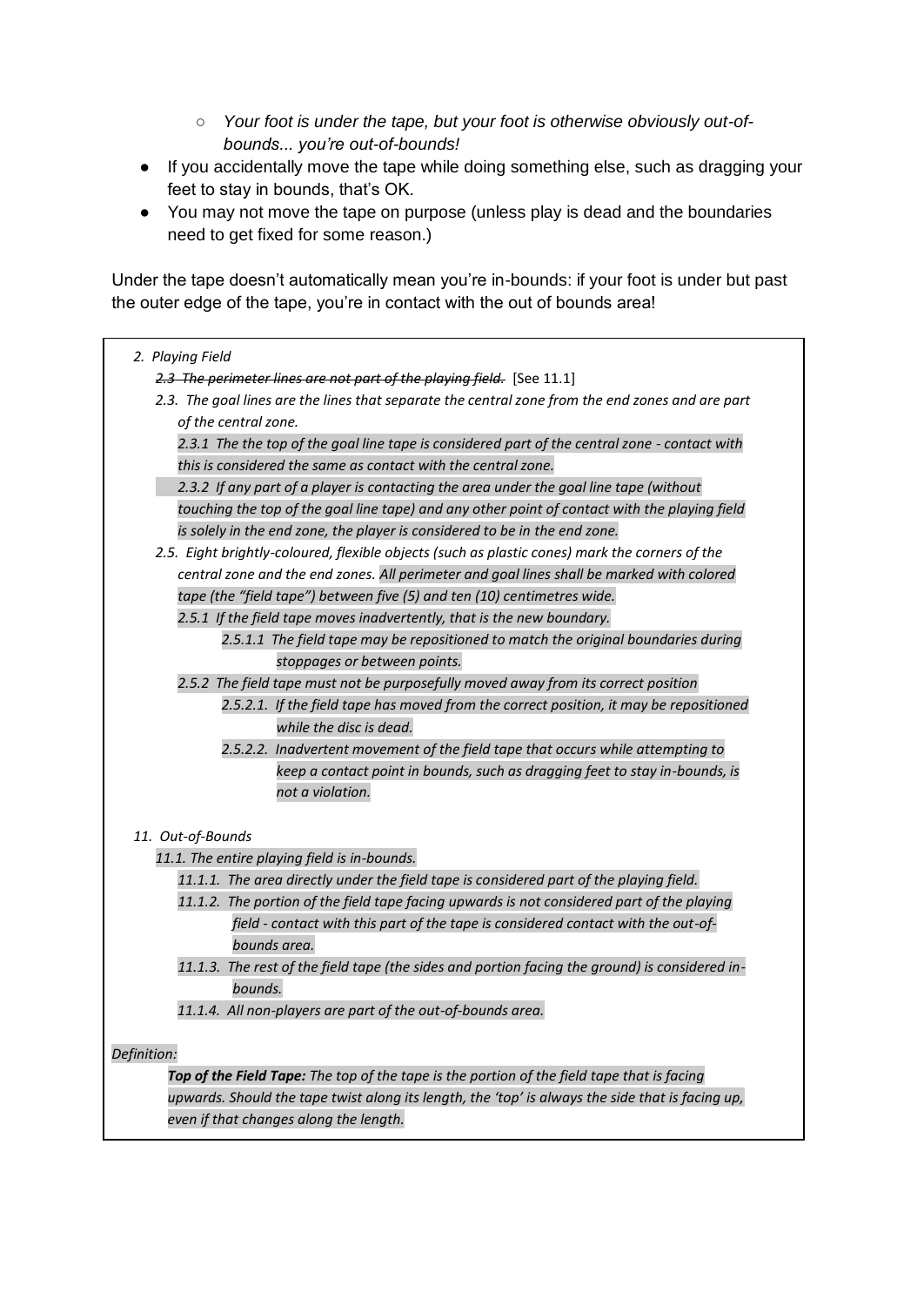- *Your foot is under the tape, but your foot is otherwise obviously out-of-bounds... you're out-of-bounds!*
- If you accidentally move the tape while doing something else, such as dragging your feet to stay in bounds, that's OK.
- You may not move the tape on purpose (unless play is dead and the boundaries need to get fixed for some reason.)

Under the tape doesn't automatically mean you're in-bounds: if your foot is under but past the outer edge of the tape, you're in contact with the out of bounds area!

*2. Playing Field*

*~~2.3 The perimeter lines are not part of the playing field.~~* [See 11.1]

*2.3. The goal lines are the lines that separate the central zone from the end zones and are part of the central zone.*

*2.3.1 The the top of the goal line tape is considered part of the central zone - contact with this is considered the same as contact with the central zone.*

*2.3.2 If any part of a player is contacting the area under the goal line tape (without touching the top of the goal line tape) and any other point of contact with the playing field is solely in the end zone, the player is considered to be in the end zone.*

*2.5. Eight brightly-coloured, flexible objects (such as plastic cones) mark the corners of the central zone and the end zones. All perimeter and goal lines shall be marked with colored tape (the "field tape") between five (5) and ten (10) centimetres wide.*

*2.5.1 If the field tape moves inadvertently, that is the new boundary.*

*2.5.1.1 The field tape may be repositioned to match the original boundaries during stoppages or between points.*

*2.5.2 The field tape must not be purposefully moved away from its correct position*

*2.5.2.1. If the field tape has moved from the correct position, it may be repositioned while the disc is dead.*

*2.5.2.2. Inadvertent movement of the field tape that occurs while attempting to keep a contact point in bounds, such as dragging feet to stay in-bounds, is not a violation.*

*11. Out-of-Bounds*

*11.1. The entire playing field is in-bounds.*

*11.1.1. The area directly under the field tape is considered part of the playing field.*

*11.1.2. The portion of the field tape facing upwards is not considered part of the playing field - contact with this part of the tape is considered contact with the out-of-bounds area.*

*11.1.3. The rest of the field tape (the sides and portion facing the ground) is considered in-bounds.*

*11.1.4. All non-players are part of the out-of-bounds area.*

*Definition:*

***Top of the Field Tape:*** *The top of the tape is the portion of the field tape that is facing upwards. Should the tape twist along its length, the 'top' is always the side that is facing up, even if that changes along the length.*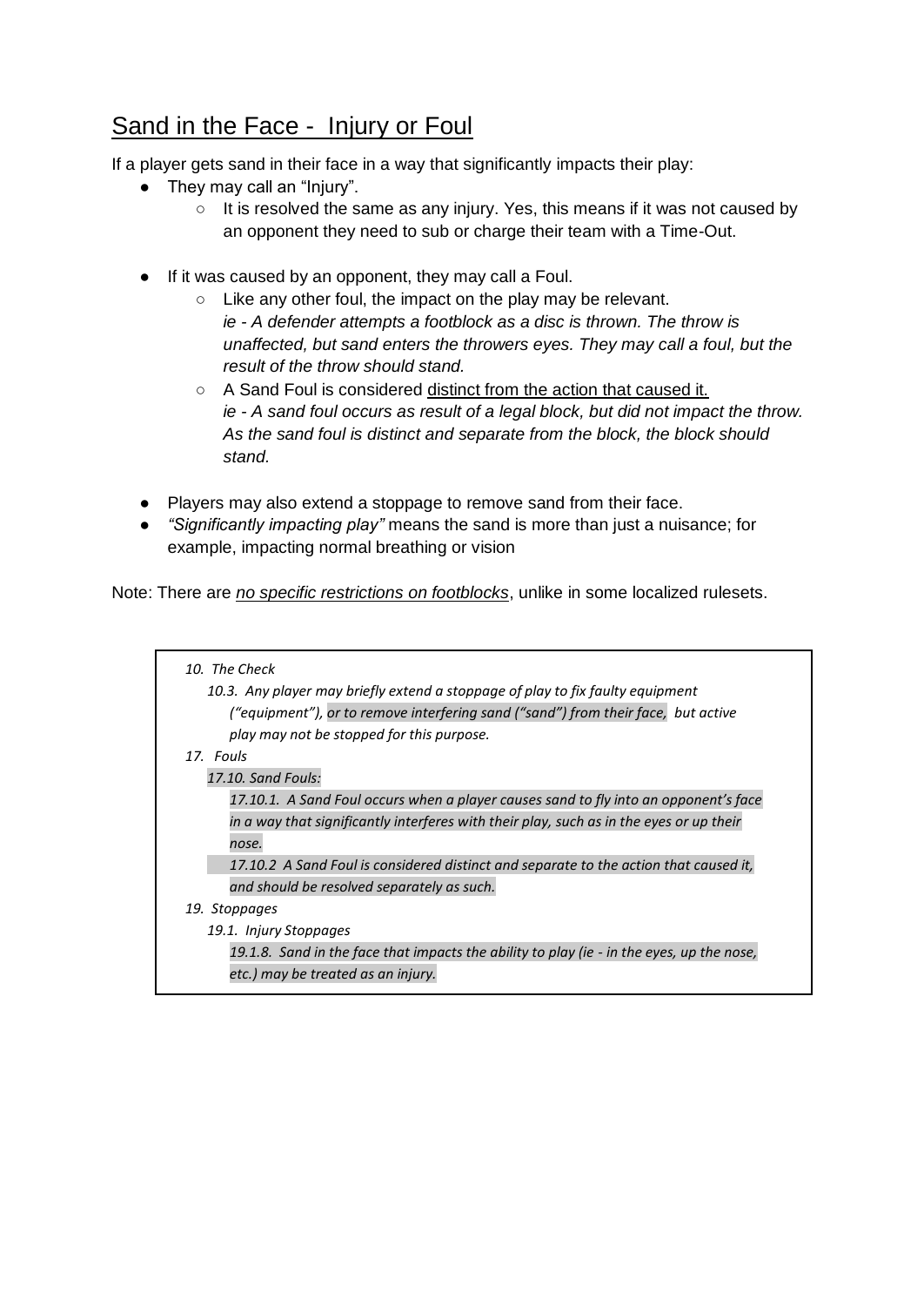## Sand in the Face - Injury or Foul

If a player gets sand in their face in a way that significantly impacts their play:

- They may call an "Injury".
    - It is resolved the same as any injury. Yes, this means if it was not caused by an opponent they need to sub or charge their team with a Time-Out.
- If it was caused by an opponent, they may call a Foul.
    - Like any other foul, the impact on the play may be relevant.
      *ie - A defender attempts a footblock as a disc is thrown. The throw is unaffected, but sand enters the throwers eyes. They may call a foul, but the result of the throw should stand.*
    - A Sand Foul is considered <u>distinct from the action that caused it.</u>
      *ie - A sand foul occurs as result of a legal block, but did not impact the throw. As the sand foul is distinct and separate from the block, the block should stand.*
- Players may also extend a stoppage to remove sand from their face.
- *"Significantly impacting play"* means the sand is more than just a nuisance; for example, impacting normal breathing or vision

Note: There are <u>*no specific restrictions on footblocks*</u>, unlike in some localized rulesets.

> *10. The Check*
>
> *10.3. Any player may briefly extend a stoppage of play to fix faulty equipment ("equipment"), or to remove interfering sand ("sand") from their face, but active play may not be stopped for this purpose.*
>
> *17. Fouls*
>
> *17.10. Sand Fouls:*
>
> *17.10.1. A Sand Foul occurs when a player causes sand to fly into an opponent's face in a way that significantly interferes with their play, such as in the eyes or up their nose.*
>
> *17.10.2 A Sand Foul is considered distinct and separate to the action that caused it, and should be resolved separately as such.*
>
> *19. Stoppages*
>
> *19.1. Injury Stoppages*
>
> *19.1.8. Sand in the face that impacts the ability to play (ie - in the eyes, up the nose, etc.) may be treated as an injury.*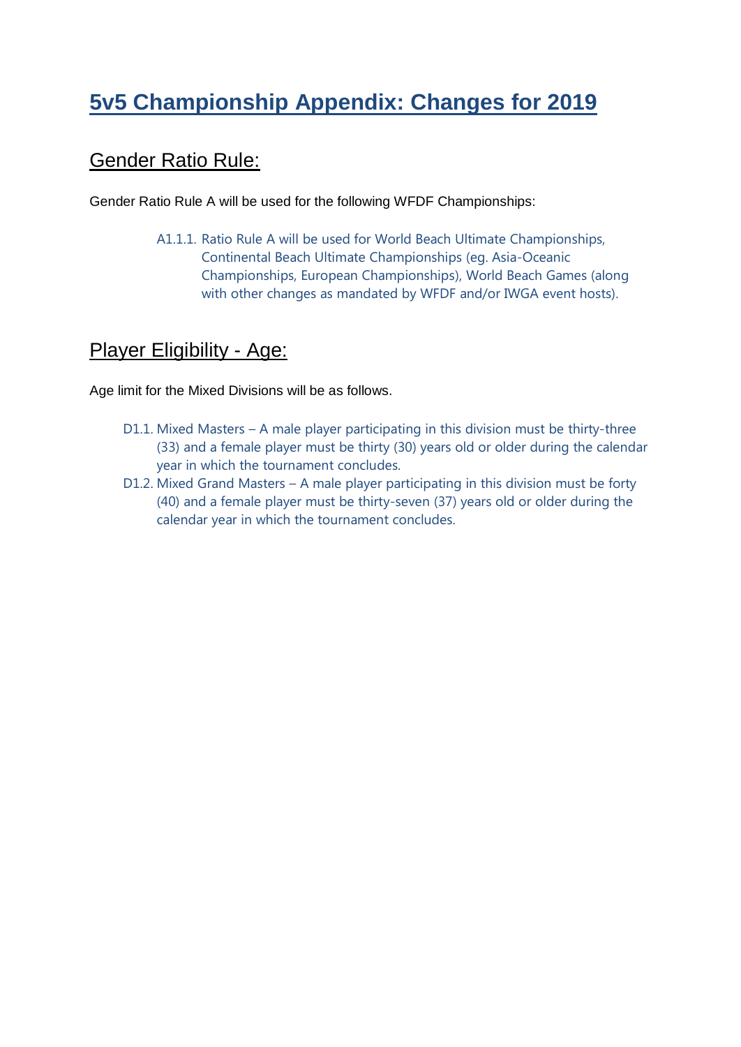# 5v5 Championship Appendix: Changes for 2019

## Gender Ratio Rule:

Gender Ratio Rule A will be used for the following WFDF Championships:

A1.1.1. Ratio Rule A will be used for World Beach Ultimate Championships, Continental Beach Ultimate Championships (eg. Asia-Oceanic Championships, European Championships), World Beach Games (along with other changes as mandated by WFDF and/or IWGA event hosts).

## Player Eligibility - Age:

Age limit for the Mixed Divisions will be as follows.

D1.1. Mixed Masters – A male player participating in this division must be thirty-three (33) and a female player must be thirty (30) years old or older during the calendar year in which the tournament concludes.

D1.2. Mixed Grand Masters – A male player participating in this division must be forty (40) and a female player must be thirty-seven (37) years old or older during the calendar year in which the tournament concludes.